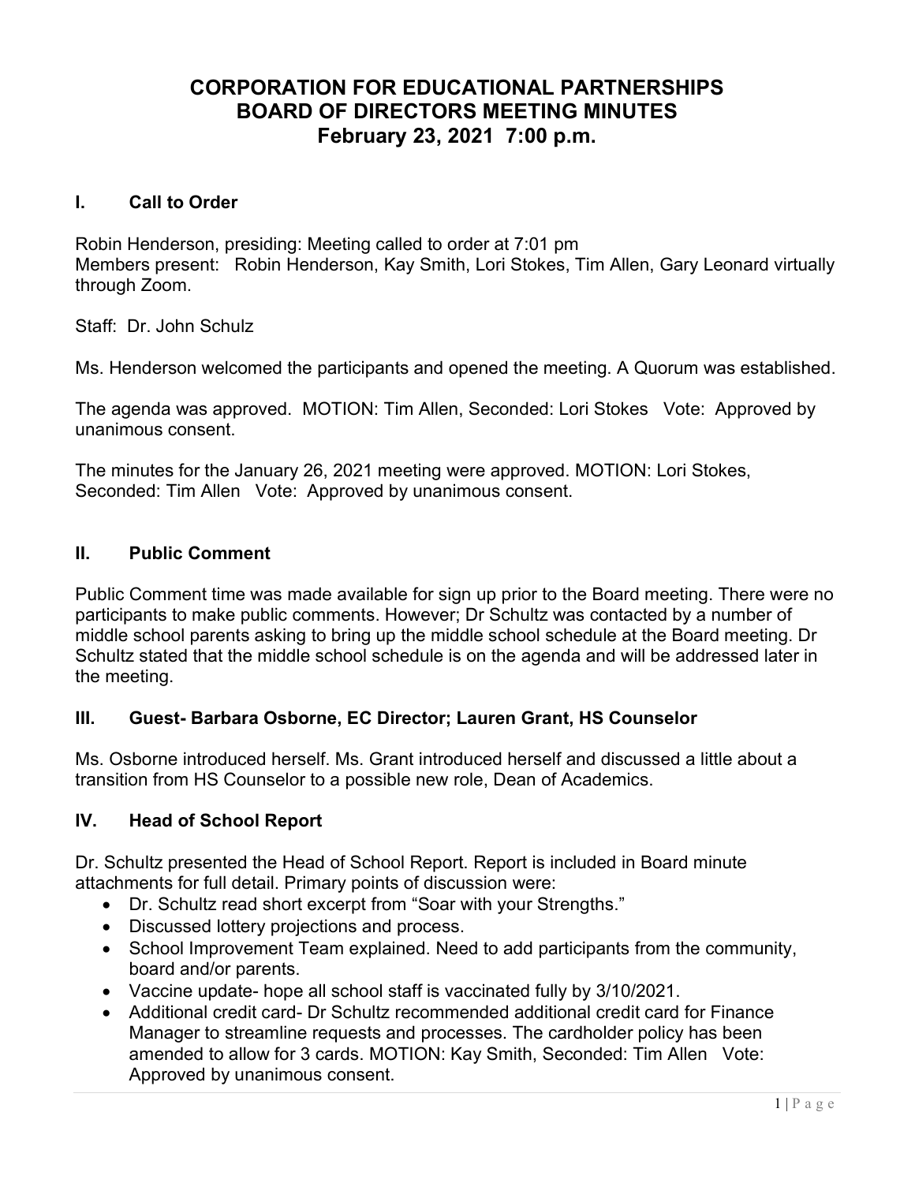# CORPORATION FOR EDUCATIONAL PARTNERSHIPS BOARD OF DIRECTORS MEETING MINUTES February 23, 2021 7:00 p.m.

## I. Call to Order

Robin Henderson, presiding: Meeting called to order at 7:01 pm
Members present: Robin Henderson, Kay Smith, Lori Stokes, Tim Allen, Gary Leonard virtually through Zoom.

Staff: Dr. John Schulz

Ms. Henderson welcomed the participants and opened the meeting. A Quorum was established.

The agenda was approved. MOTION: Tim Allen, Seconded: Lori Stokes Vote: Approved by unanimous consent.

The minutes for the January 26, 2021 meeting were approved. MOTION: Lori Stokes, Seconded: Tim Allen Vote: Approved by unanimous consent.

## II. Public Comment

Public Comment time was made available for sign up prior to the Board meeting. There were no participants to make public comments. However; Dr Schultz was contacted by a number of middle school parents asking to bring up the middle school schedule at the Board meeting. Dr Schultz stated that the middle school schedule is on the agenda and will be addressed later in the meeting.

## III. Guest- Barbara Osborne, EC Director; Lauren Grant, HS Counselor

Ms. Osborne introduced herself. Ms. Grant introduced herself and discussed a little about a transition from HS Counselor to a possible new role, Dean of Academics.

## IV. Head of School Report

Dr. Schultz presented the Head of School Report. Report is included in Board minute attachments for full detail. Primary points of discussion were:

- Dr. Schultz read short excerpt from "Soar with your Strengths."
- Discussed lottery projections and process.
- School Improvement Team explained. Need to add participants from the community, board and/or parents.
- Vaccine update- hope all school staff is vaccinated fully by 3/10/2021.
- Additional credit card- Dr Schultz recommended additional credit card for Finance Manager to streamline requests and processes. The cardholder policy has been amended to allow for 3 cards. MOTION: Kay Smith, Seconded: Tim Allen Vote: Approved by unanimous consent.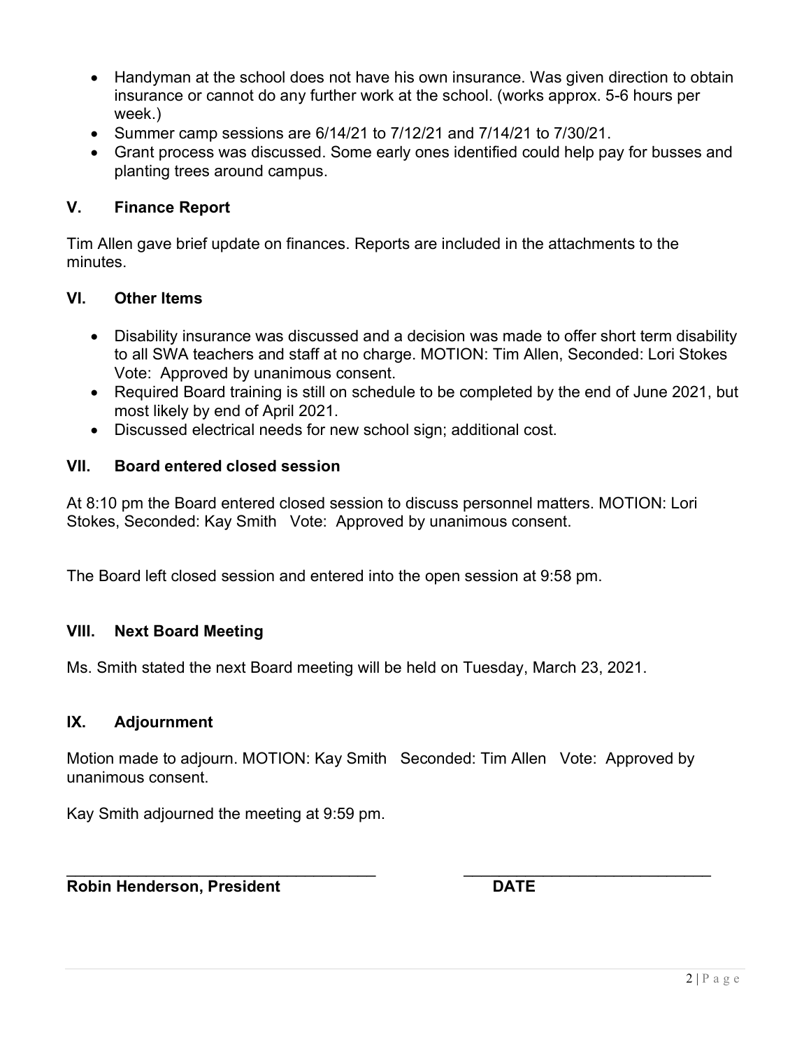- Handyman at the school does not have his own insurance. Was given direction to obtain insurance or cannot do any further work at the school. (works approx. 5-6 hours per week.)
- Summer camp sessions are 6/14/21 to 7/12/21 and 7/14/21 to 7/30/21.
- Grant process was discussed. Some early ones identified could help pay for busses and planting trees around campus.

## V. Finance Report

Tim Allen gave brief update on finances. Reports are included in the attachments to the minutes.

## VI. Other Items

- Disability insurance was discussed and a decision was made to offer short term disability to all SWA teachers and staff at no charge. MOTION: Tim Allen, Seconded: Lori Stokes Vote: Approved by unanimous consent.
- Required Board training is still on schedule to be completed by the end of June 2021, but most likely by end of April 2021.
- Discussed electrical needs for new school sign; additional cost.

## VII. Board entered closed session

At 8:10 pm the Board entered closed session to discuss personnel matters. MOTION: Lori Stokes, Seconded: Kay Smith Vote: Approved by unanimous consent.

The Board left closed session and entered into the open session at 9:58 pm.

## VIII. Next Board Meeting

Ms. Smith stated the next Board meeting will be held on Tuesday, March 23, 2021.

## IX. Adjournment

Motion made to adjourn. MOTION: Kay Smith Seconded: Tim Allen Vote: Approved by unanimous consent.

Kay Smith adjourned the meeting at 9:59 pm.

\_\_\_\_\_\_\_\_\_\_\_\_\_\_\_\_\_\_\_\_\_\_\_\_\_\_\_\_\_\_\_\_\_\_\_\_\_\_ \_\_\_\_\_\_\_\_\_\_\_\_\_\_\_\_\_\_\_\_\_\_\_\_\_\_\_\_\_\_

**Robin Henderson, President** **DATE**